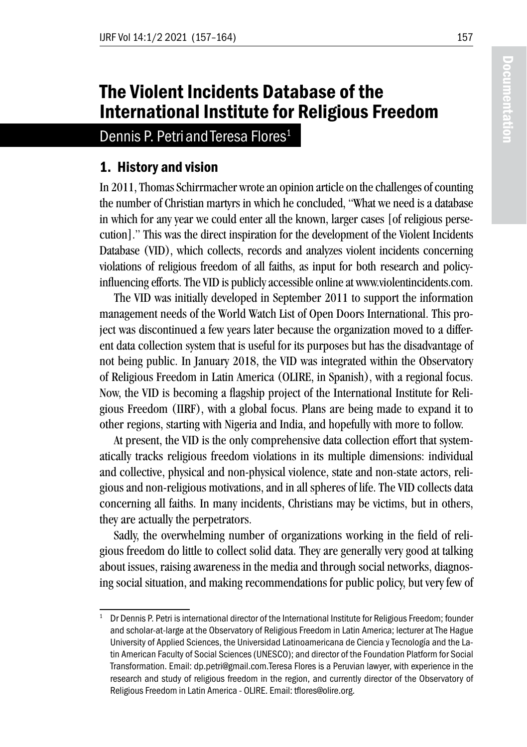# The Violent Incidents Database of the International Institute for Religious Freedom

Dennis P. Petri and Teresa Flores[1]

## 1. History and vision

In 2011, Thomas Schirrmacher wrote an opinion article on the challenges of counting the number of Christian martyrs in which he concluded, "What we need is a database in which for any year we could enter all the known, larger cases [of religious persecution]." This was the direct inspiration for the development of the Violent Incidents Database (VID), which collects, records and analyzes violent incidents concerning violations of religious freedom of all faiths, as input for both research and policy-influencing efforts. The VID is publicly accessible online at www.violentincidents.com.

The VID was initially developed in September 2011 to support the information management needs of the World Watch List of Open Doors International. This project was discontinued a few years later because the organization moved to a different data collection system that is useful for its purposes but has the disadvantage of not being public. In January 2018, the VID was integrated within the Observatory of Religious Freedom in Latin America (OLIRE, in Spanish), with a regional focus. Now, the VID is becoming a flagship project of the International Institute for Religious Freedom (IIRF), with a global focus. Plans are being made to expand it to other regions, starting with Nigeria and India, and hopefully with more to follow.

At present, the VID is the only comprehensive data collection effort that systematically tracks religious freedom violations in its multiple dimensions: individual and collective, physical and non-physical violence, state and non-state actors, religious and non-religious motivations, and in all spheres of life. The VID collects data concerning all faiths. In many incidents, Christians may be victims, but in others, they are actually the perpetrators.

Sadly, the overwhelming number of organizations working in the field of religious freedom do little to collect solid data. They are generally very good at talking about issues, raising awareness in the media and through social networks, diagnosing social situation, and making recommendations for public policy, but very few of

---

[1] Dr Dennis P. Petri is international director of the International Institute for Religious Freedom; founder and scholar-at-large at the Observatory of Religious Freedom in Latin America; lecturer at The Hague University of Applied Sciences, the Universidad Latinoamericana de Ciencia y Tecnología and the Latin American Faculty of Social Sciences (UNESCO); and director of the Foundation Platform for Social Transformation. Email: dp.petri@gmail.com.Teresa Flores is a Peruvian lawyer, with experience in the research and study of religious freedom in the region, and currently director of the Observatory of Religious Freedom in Latin America - OLIRE. Email: tflores@olire.org.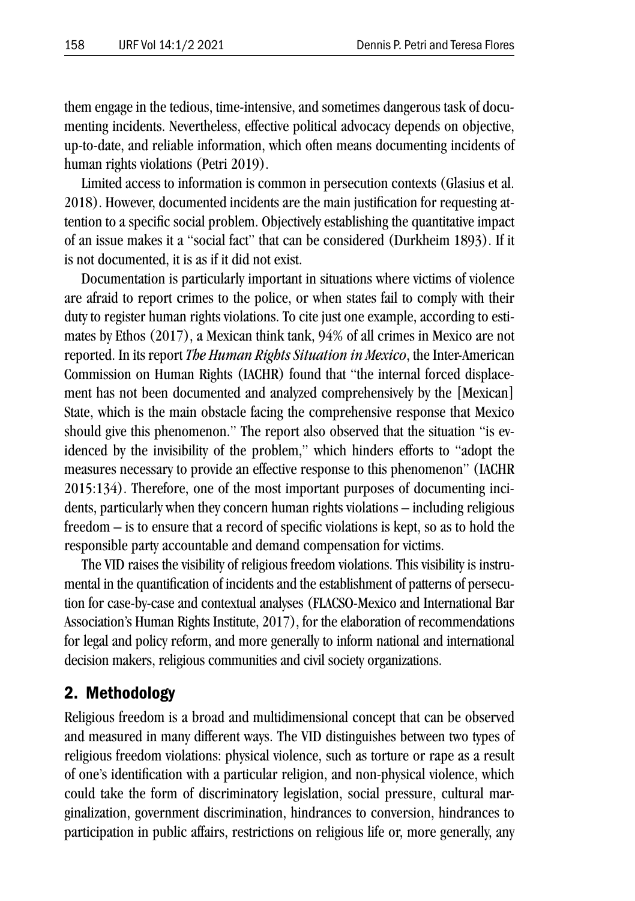them engage in the tedious, time-intensive, and sometimes dangerous task of documenting incidents. Nevertheless, effective political advocacy depends on objective, up-to-date, and reliable information, which often means documenting incidents of human rights violations (Petri 2019).

Limited access to information is common in persecution contexts (Glasius et al. 2018). However, documented incidents are the main justification for requesting attention to a specific social problem. Objectively establishing the quantitative impact of an issue makes it a "social fact" that can be considered (Durkheim 1893). If it is not documented, it is as if it did not exist.

Documentation is particularly important in situations where victims of violence are afraid to report crimes to the police, or when states fail to comply with their duty to register human rights violations. To cite just one example, according to estimates by Ethos (2017), a Mexican think tank, 94% of all crimes in Mexico are not reported. In its report *The Human Rights Situation in Mexico*, the Inter-American Commission on Human Rights (IACHR) found that "the internal forced displacement has not been documented and analyzed comprehensively by the [Mexican] State, which is the main obstacle facing the comprehensive response that Mexico should give this phenomenon." The report also observed that the situation "is evidenced by the invisibility of the problem," which hinders efforts to "adopt the measures necessary to provide an effective response to this phenomenon" (IACHR 2015:134). Therefore, one of the most important purposes of documenting incidents, particularly when they concern human rights violations – including religious freedom – is to ensure that a record of specific violations is kept, so as to hold the responsible party accountable and demand compensation for victims.

The VID raises the visibility of religious freedom violations. This visibility is instrumental in the quantification of incidents and the establishment of patterns of persecution for case-by-case and contextual analyses (FLACSO-Mexico and International Bar Association's Human Rights Institute, 2017), for the elaboration of recommendations for legal and policy reform, and more generally to inform national and international decision makers, religious communities and civil society organizations.

## 2. Methodology

Religious freedom is a broad and multidimensional concept that can be observed and measured in many different ways. The VID distinguishes between two types of religious freedom violations: physical violence, such as torture or rape as a result of one's identification with a particular religion, and non-physical violence, which could take the form of discriminatory legislation, social pressure, cultural marginalization, government discrimination, hindrances to conversion, hindrances to participation in public affairs, restrictions on religious life or, more generally, any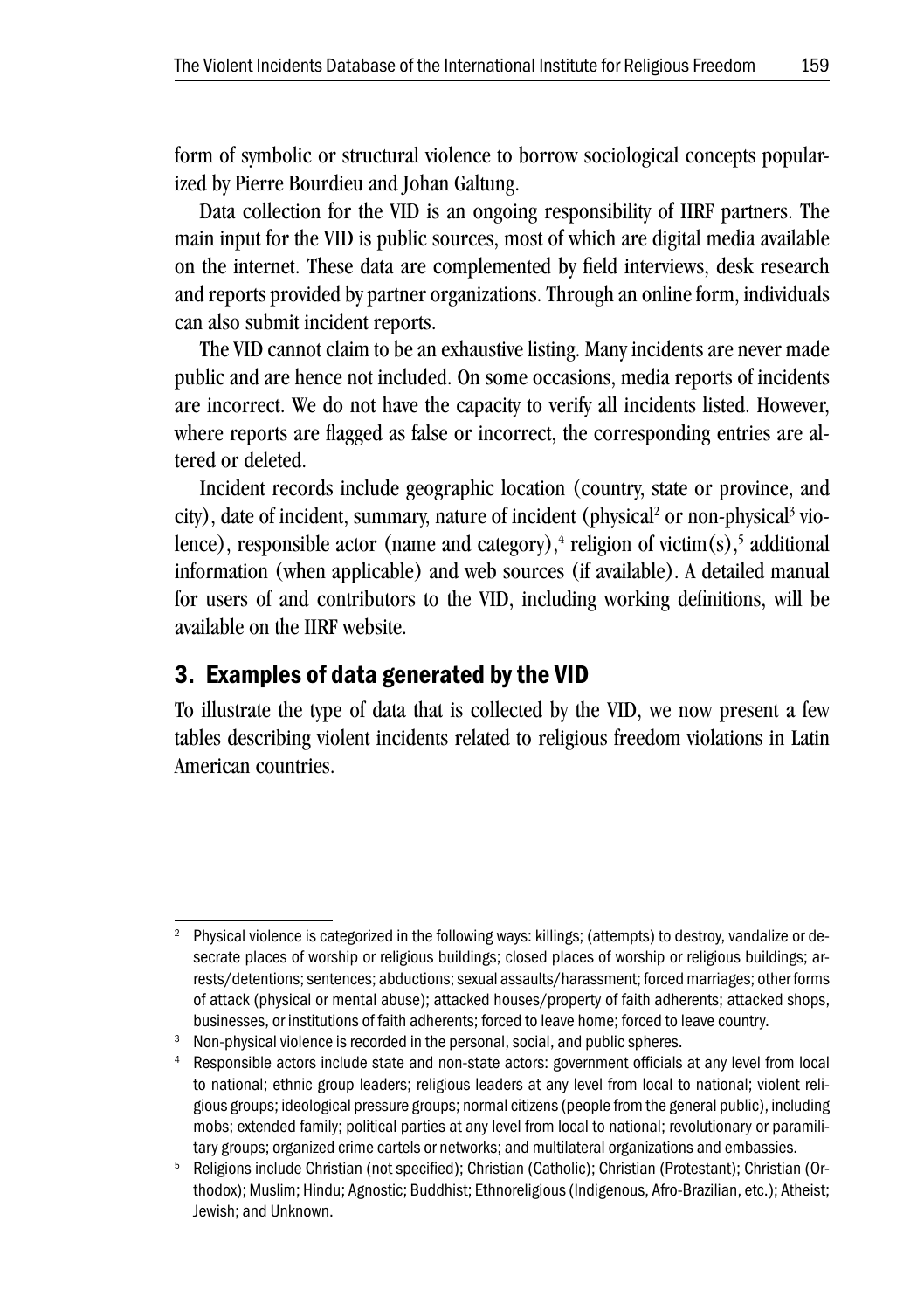form of symbolic or structural violence to borrow sociological concepts popularized by Pierre Bourdieu and Johan Galtung.

Data collection for the VID is an ongoing responsibility of IIRF partners. The main input for the VID is public sources, most of which are digital media available on the internet. These data are complemented by field interviews, desk research and reports provided by partner organizations. Through an online form, individuals can also submit incident reports.

The VID cannot claim to be an exhaustive listing. Many incidents are never made public and are hence not included. On some occasions, media reports of incidents are incorrect. We do not have the capacity to verify all incidents listed. However, where reports are flagged as false or incorrect, the corresponding entries are altered or deleted.

Incident records include geographic location (country, state or province, and city), date of incident, summary, nature of incident (physical[2] or non-physical[3] violence), responsible actor (name and category),[4] religion of victim(s),[5] additional information (when applicable) and web sources (if available). A detailed manual for users of and contributors to the VID, including working definitions, will be available on the IIRF website.

## 3. Examples of data generated by the VID

To illustrate the type of data that is collected by the VID, we now present a few tables describing violent incidents related to religious freedom violations in Latin American countries.

---

[2] Physical violence is categorized in the following ways: killings; (attempts) to destroy, vandalize or desecrate places of worship or religious buildings; closed places of worship or religious buildings; arrests/detentions; sentences; abductions; sexual assaults/harassment; forced marriages; other forms of attack (physical or mental abuse); attacked houses/property of faith adherents; attacked shops, businesses, or institutions of faith adherents; forced to leave home; forced to leave country.

[3] Non-physical violence is recorded in the personal, social, and public spheres.

[4] Responsible actors include state and non-state actors: government officials at any level from local to national; ethnic group leaders; religious leaders at any level from local to national; violent religious groups; ideological pressure groups; normal citizens (people from the general public), including mobs; extended family; political parties at any level from local to national; revolutionary or paramilitary groups; organized crime cartels or networks; and multilateral organizations and embassies.

[5] Religions include Christian (not specified); Christian (Catholic); Christian (Protestant); Christian (Orthodox); Muslim; Hindu; Agnostic; Buddhist; Ethnoreligious (Indigenous, Afro-Brazilian, etc.); Atheist; Jewish; and Unknown.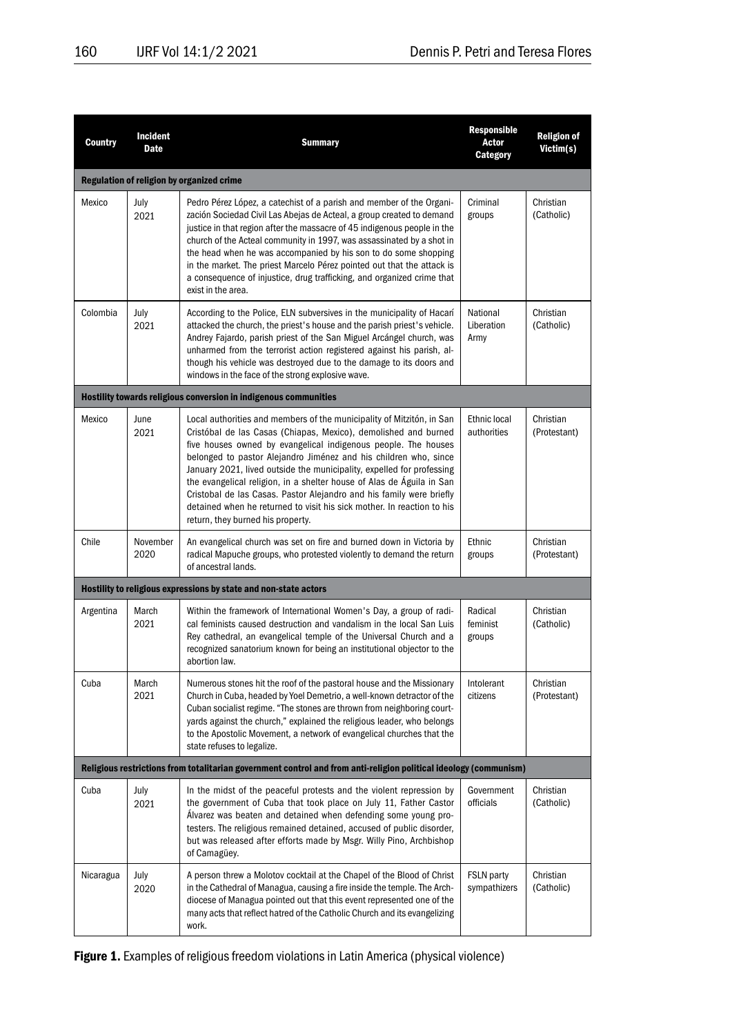| Country | Incident Date | Summary | Responsible Actor Category | Religion of Victim(s) |
|---|---|---|---|---|
| **Regulation of religion by organized crime** | | | | |
| Mexico | July 2021 | Pedro Pérez López, a catechist of a parish and member of the Organización Sociedad Civil Las Abejas de Acteal, a group created to demand justice in that region after the massacre of 45 indigenous people in the church of the Acteal community in 1997, was assassinated by a shot in the head when he was accompanied by his son to do some shopping in the market. The priest Marcelo Pérez pointed out that the attack is a consequence of injustice, drug trafficking, and organized crime that exist in the area. | Criminal groups | Christian (Catholic) |
| Colombia | July 2021 | According to the Police, ELN subversives in the municipality of Hacarí attacked the church, the priest's house and the parish priest's vehicle. Andrey Fajardo, parish priest of the San Miguel Arcángel church, was unharmed from the terrorist action registered against his parish, although his vehicle was destroyed due to the damage to its doors and windows in the face of the strong explosive wave. | National Liberation Army | Christian (Catholic) |
| **Hostility towards religious conversion in indigenous communities** | | | | |
| Mexico | June 2021 | Local authorities and members of the municipality of Mitzitón, in San Cristóbal de las Casas (Chiapas, Mexico), demolished and burned five houses owned by evangelical indigenous people. The houses belonged to pastor Alejandro Jiménez and his children who, since January 2021, lived outside the municipality, expelled for professing the evangelical religion, in a shelter house of Alas de Águila in San Cristobal de las Casas. Pastor Alejandro and his family were briefly detained when he returned to visit his sick mother. In reaction to his return, they burned his property. | Ethnic local authorities | Christian (Protestant) |
| Chile | November 2020 | An evangelical church was set on fire and burned down in Victoria by radical Mapuche groups, who protested violently to demand the return of ancestral lands. | Ethnic groups | Christian (Protestant) |
| **Hostility to religious expressions by state and non-state actors** | | | | |
| Argentina | March 2021 | Within the framework of International Women's Day, a group of radical feminists caused destruction and vandalism in the local San Luis Rey cathedral, an evangelical temple of the Universal Church and a recognized sanatorium known for being an institutional objector to the abortion law. | Radical feminist groups | Christian (Catholic) |
| Cuba | March 2021 | Numerous stones hit the roof of the pastoral house and the Missionary Church in Cuba, headed by Yoel Demetrio, a well-known detractor of the Cuban socialist regime. "The stones are thrown from neighboring courtyards against the church," explained the religious leader, who belongs to the Apostolic Movement, a network of evangelical churches that the state refuses to legalize. | Intolerant citizens | Christian (Protestant) |
| **Religious restrictions from totalitarian government control and from anti-religion political ideology (communism)** | | | | |
| Cuba | July 2021 | In the midst of the peaceful protests and the violent repression by the government of Cuba that took place on July 11, Father Castor Álvarez was beaten and detained when defending some young protesters. The religious remained detained, accused of public disorder, but was released after efforts made by Msgr. Willy Pino, Archbishop of Camagüey. | Government officials | Christian (Catholic) |
| Nicaragua | July 2020 | A person threw a Molotov cocktail at the Chapel of the Blood of Christ in the Cathedral of Managua, causing a fire inside the temple. The Archdiocese of Managua pointed out that this event represented one of the many acts that reflect hatred of the Catholic Church and its evangelizing work. | FSLN party sympathizers | Christian (Catholic) |

**Figure 1.** Examples of religious freedom violations in Latin America (physical violence)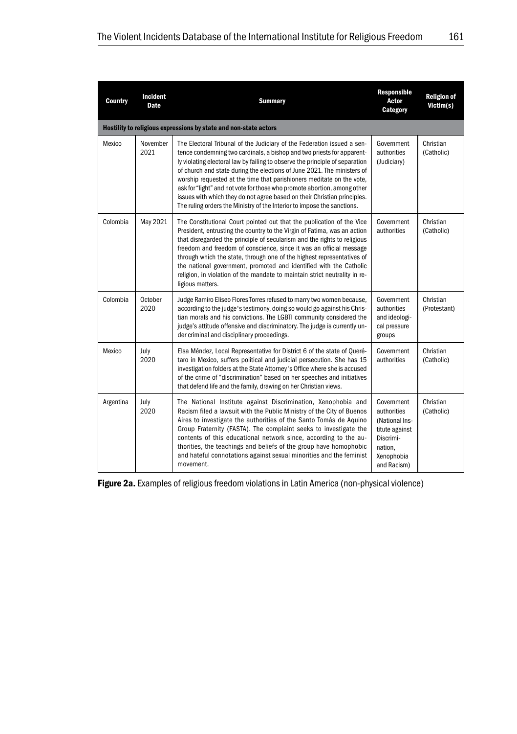| Country | Incident Date | Summary | Responsible Actor Category | Religion of Victim(s) |
|---|---|---|---|---|
| **Hostility to religious expressions by state and non-state actors** | | | | |
| Mexico | November 2021 | The Electoral Tribunal of the Judiciary of the Federation issued a sentence condemning two cardinals, a bishop and two priests for apparently violating electoral law by failing to observe the principle of separation of church and state during the elections of June 2021. The ministers of worship requested at the time that parishioners meditate on the vote, ask for "light" and not vote for those who promote abortion, among other issues with which they do not agree based on their Christian principles. The ruling orders the Ministry of the Interior to impose the sanctions. | Government authorities (Judiciary) | Christian (Catholic) |
| Colombia | May 2021 | The Constitutional Court pointed out that the publication of the Vice President, entrusting the country to the Virgin of Fatima, was an action that disregarded the principle of secularism and the rights to religious freedom and freedom of conscience, since it was an official message through which the state, through one of the highest representatives of the national government, promoted and identified with the Catholic religion, in violation of the mandate to maintain strict neutrality in religious matters. | Government authorities | Christian (Catholic) |
| Colombia | October 2020 | Judge Ramiro Eliseo Flores Torres refused to marry two women because, according to the judge's testimony, doing so would go against his Christian morals and his convictions. The LGBTI community considered the judge's attitude offensive and discriminatory. The judge is currently under criminal and disciplinary proceedings. | Government authorities and ideological pressure groups | Christian (Protestant) |
| Mexico | July 2020 | Elsa Méndez, Local Representative for District 6 of the state of Querétaro in Mexico, suffers political and judicial persecution. She has 15 investigation folders at the State Attorney's Office where she is accused of the crime of "discrimination" based on her speeches and initiatives that defend life and the family, drawing on her Christian views. | Government authorities | Christian (Catholic) |
| Argentina | July 2020 | The National Institute against Discrimination, Xenophobia and Racism filed a lawsuit with the Public Ministry of the City of Buenos Aires to investigate the authorities of the Santo Tomás de Aquino Group Fraternity (FASTA). The complaint seeks to investigate the contents of this educational network since, according to the authorities, the teachings and beliefs of the group have homophobic and hateful connotations against sexual minorities and the feminist movement. | Government authorities (National Institute against Discrimination, Xenophobia and Racism) | Christian (Catholic) |

**Figure 2a.** Examples of religious freedom violations in Latin America (non-physical violence)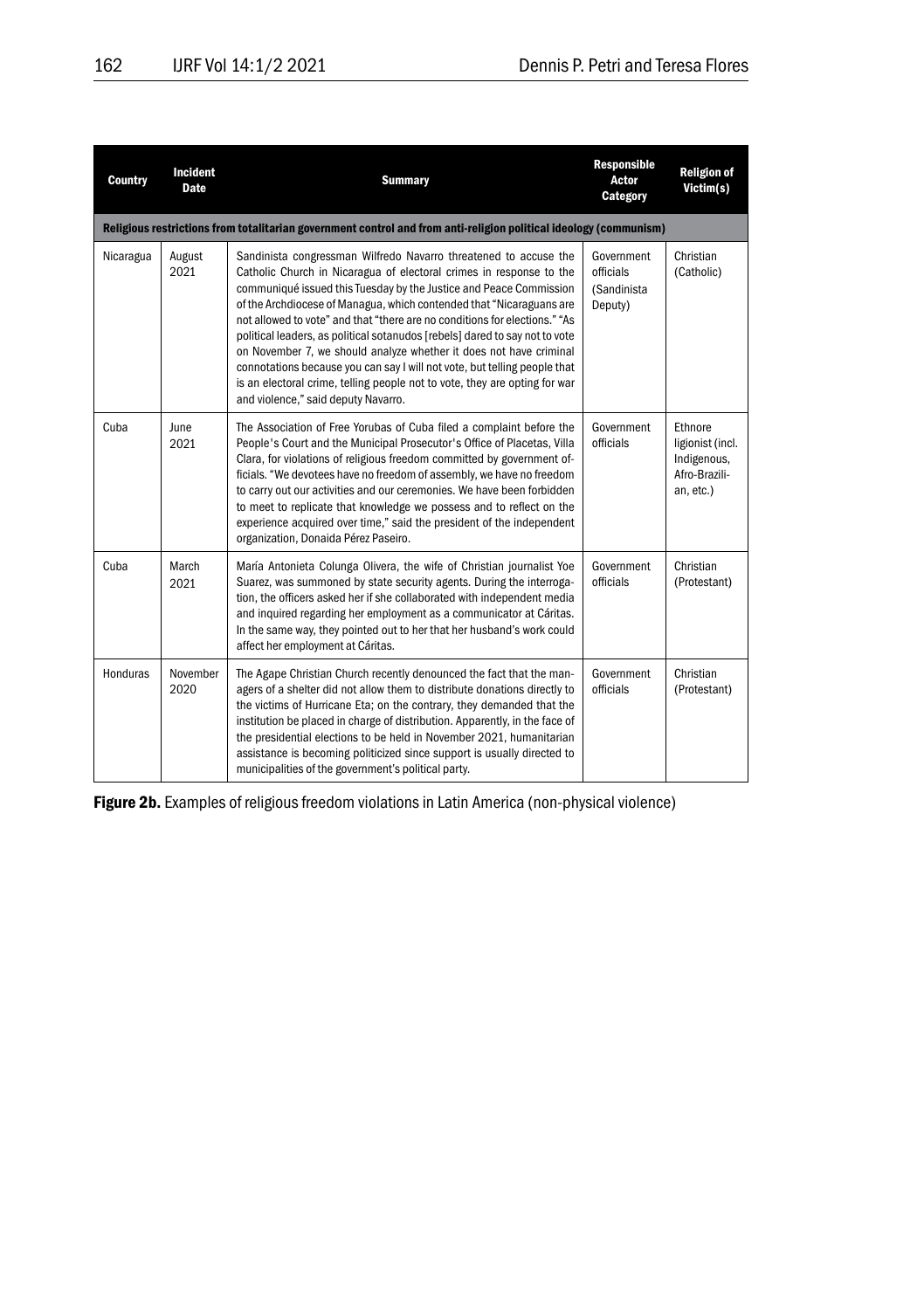| Country | Incident Date | Summary | Responsible Actor Category | Religion of Victim(s) |
|---|---|---|---|---|
| **Religious restrictions from totalitarian government control and from anti-religion political ideology (communism)** | | | | |
| Nicaragua | August 2021 | Sandinista congressman Wilfredo Navarro threatened to accuse the Catholic Church in Nicaragua of electoral crimes in response to the communiqué issued this Tuesday by the Justice and Peace Commission of the Archdiocese of Managua, which contended that "Nicaraguans are not allowed to vote" and that "there are no conditions for elections." "As political leaders, as political sotanudos [rebels] dared to say not to vote on November 7, we should analyze whether it does not have criminal connotations because you can say I will not vote, but telling people that is an electoral crime, telling people not to vote, they are opting for war and violence," said deputy Navarro. | Government officials (Sandinista Deputy) | Christian (Catholic) |
| Cuba | June 2021 | The Association of Free Yorubas of Cuba filed a complaint before the People's Court and the Municipal Prosecutor's Office of Placetas, Villa Clara, for violations of religious freedom committed by government officials. "We devotees have no freedom of assembly, we have no freedom to carry out our activities and our ceremonies. We have been forbidden to meet to replicate that knowledge we possess and to reflect on the experience acquired over time," said the president of the independent organization, Donaida Pérez Paseiro. | Government officials | Ethnoreligionist (incl. Indigenous, Afro-Brazilian, etc.) |
| Cuba | March 2021 | María Antonieta Colunga Olivera, the wife of Christian journalist Yoe Suarez, was summoned by state security agents. During the interrogation, the officers asked her if she collaborated with independent media and inquired regarding her employment as a communicator at Cáritas. In the same way, they pointed out to her that her husband's work could affect her employment at Cáritas. | Government officials | Christian (Protestant) |
| Honduras | November 2020 | The Agape Christian Church recently denounced the fact that the managers of a shelter did not allow them to distribute donations directly to the victims of Hurricane Eta; on the contrary, they demanded that the institution be placed in charge of distribution. Apparently, in the face of the presidential elections to be held in November 2021, humanitarian assistance is becoming politicized since support is usually directed to municipalities of the government's political party. | Government officials | Christian (Protestant) |

**Figure 2b.** Examples of religious freedom violations in Latin America (non-physical violence)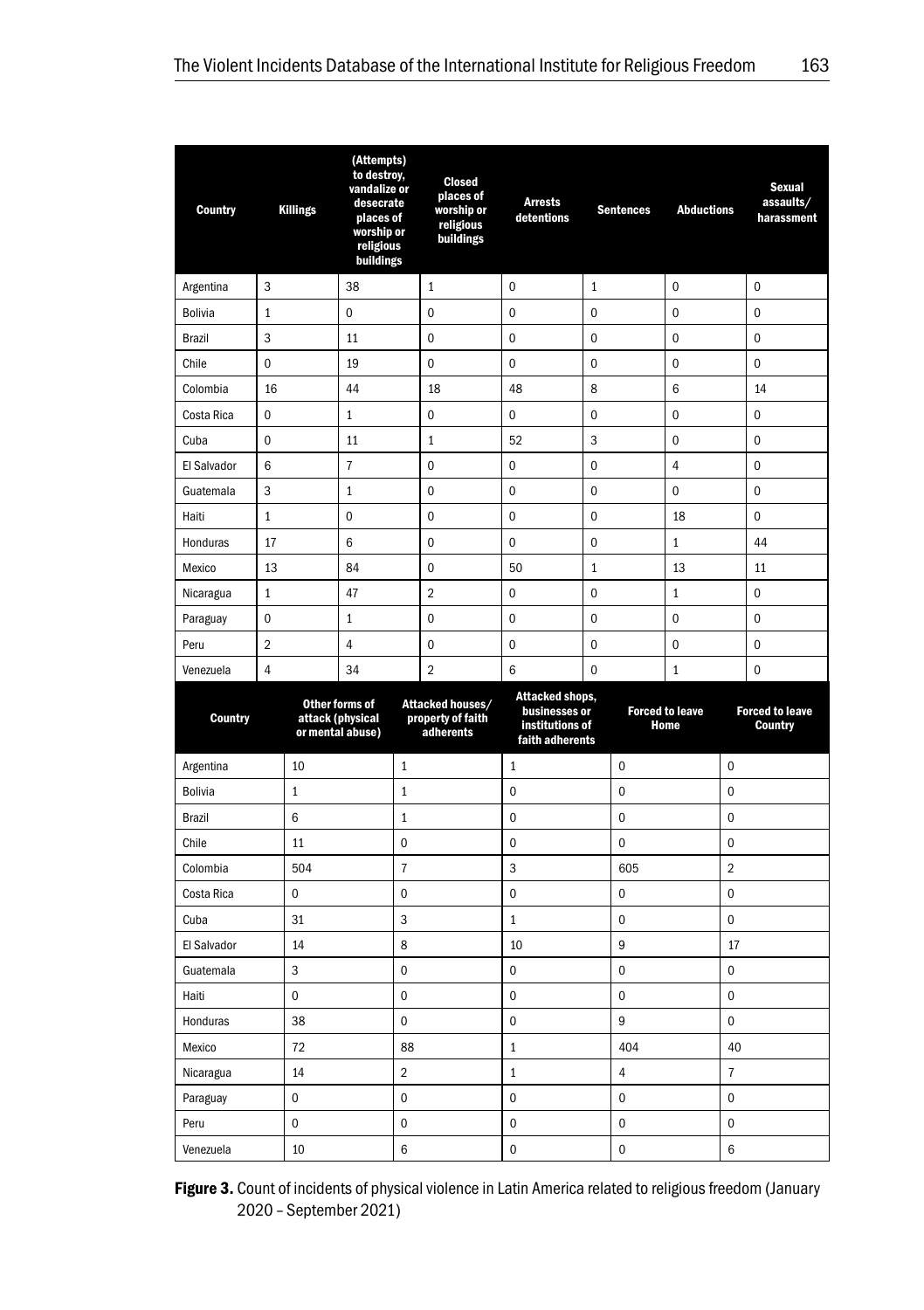| Country | Killings | (Attempts) to destroy, vandalize or desecrate places of worship or religious buildings | Closed places of worship or religious buildings | Arrests detentions | Sentences | Abductions | Sexual assaults/ harassment |
|---|---|---|---|---|---|---|---|
| Argentina | 3 | 38 | 1 | 0 | 1 | 0 | 0 |
| Bolivia | 1 | 0 | 0 | 0 | 0 | 0 | 0 |
| Brazil | 3 | 11 | 0 | 0 | 0 | 0 | 0 |
| Chile | 0 | 19 | 0 | 0 | 0 | 0 | 0 |
| Colombia | 16 | 44 | 18 | 48 | 8 | 6 | 14 |
| Costa Rica | 0 | 1 | 0 | 0 | 0 | 0 | 0 |
| Cuba | 0 | 11 | 1 | 52 | 3 | 0 | 0 |
| El Salvador | 6 | 7 | 0 | 0 | 0 | 4 | 0 |
| Guatemala | 3 | 1 | 0 | 0 | 0 | 0 | 0 |
| Haiti | 1 | 0 | 0 | 0 | 0 | 18 | 0 |
| Honduras | 17 | 6 | 0 | 0 | 0 | 1 | 44 |
| Mexico | 13 | 84 | 0 | 50 | 1 | 13 | 11 |
| Nicaragua | 1 | 47 | 2 | 0 | 0 | 1 | 0 |
| Paraguay | 0 | 1 | 0 | 0 | 0 | 0 | 0 |
| Peru | 2 | 4 | 0 | 0 | 0 | 0 | 0 |
| Venezuela | 4 | 34 | 2 | 6 | 0 | 1 | 0 |

| Country | Other forms of attack (physical or mental abuse) | Attacked houses/ property of faith adherents | Attacked shops, businesses or institutions of faith adherents | Forced to leave Home | Forced to leave Country |
|---|---|---|---|---|---|
| Argentina | 10 | 1 | 1 | 0 | 0 |
| Bolivia | 1 | 1 | 0 | 0 | 0 |
| Brazil | 6 | 1 | 0 | 0 | 0 |
| Chile | 11 | 0 | 0 | 0 | 0 |
| Colombia | 504 | 7 | 3 | 605 | 2 |
| Costa Rica | 0 | 0 | 0 | 0 | 0 |
| Cuba | 31 | 3 | 1 | 0 | 0 |
| El Salvador | 14 | 8 | 10 | 9 | 17 |
| Guatemala | 3 | 0 | 0 | 0 | 0 |
| Haiti | 0 | 0 | 0 | 0 | 0 |
| Honduras | 38 | 0 | 0 | 9 | 0 |
| Mexico | 72 | 88 | 1 | 404 | 40 |
| Nicaragua | 14 | 2 | 1 | 4 | 7 |
| Paraguay | 0 | 0 | 0 | 0 | 0 |
| Peru | 0 | 0 | 0 | 0 | 0 |
| Venezuela | 10 | 6 | 0 | 0 | 6 |

**Figure 3.** Count of incidents of physical violence in Latin America related to religious freedom (January 2020 – September 2021)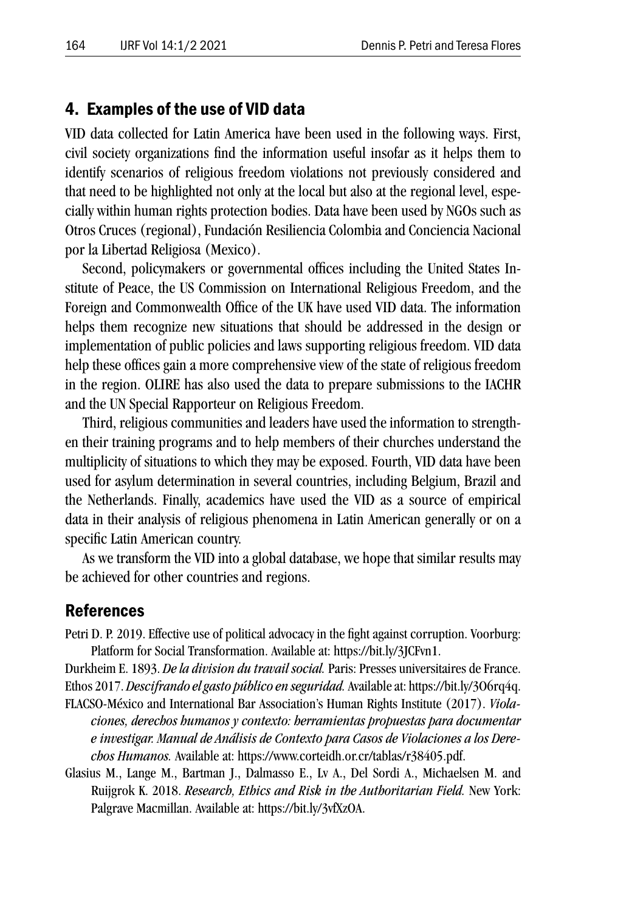## 4. Examples of the use of VID data

VID data collected for Latin America have been used in the following ways. First, civil society organizations find the information useful insofar as it helps them to identify scenarios of religious freedom violations not previously considered and that need to be highlighted not only at the local but also at the regional level, especially within human rights protection bodies. Data have been used by NGOs such as Otros Cruces (regional), Fundación Resiliencia Colombia and Conciencia Nacional por la Libertad Religiosa (Mexico).

Second, policymakers or governmental offices including the United States Institute of Peace, the US Commission on International Religious Freedom, and the Foreign and Commonwealth Office of the UK have used VID data. The information helps them recognize new situations that should be addressed in the design or implementation of public policies and laws supporting religious freedom. VID data help these offices gain a more comprehensive view of the state of religious freedom in the region. OLIRE has also used the data to prepare submissions to the IACHR and the UN Special Rapporteur on Religious Freedom.

Third, religious communities and leaders have used the information to strengthen their training programs and to help members of their churches understand the multiplicity of situations to which they may be exposed. Fourth, VID data have been used for asylum determination in several countries, including Belgium, Brazil and the Netherlands. Finally, academics have used the VID as a source of empirical data in their analysis of religious phenomena in Latin American generally or on a specific Latin American country.

As we transform the VID into a global database, we hope that similar results may be achieved for other countries and regions.

## References

Petri D. P. 2019. Effective use of political advocacy in the fight against corruption. Voorburg: Platform for Social Transformation. Available at: https://bit.ly/3JCFvn1.

Durkheim E. 1893. *De la division du travail social.* Paris: Presses universitaires de France.

Ethos 2017. *Descifrando el gasto público en seguridad.* Available at: https://bit.ly/3O6rq4q.

FLACSO-México and International Bar Association's Human Rights Institute (2017). *Violaciones, derechos humanos y contexto: herramientas propuestas para documentar e investigar. Manual de Análisis de Contexto para Casos de Violaciones a los Derechos Humanos.* Available at: https://www.corteidh.or.cr/tablas/r38405.pdf.

Glasius M., Lange M., Bartman J., Dalmasso E., Lv A., Del Sordi A., Michaelsen M. and Ruijgrok K. 2018. *Research, Ethics and Risk in the Authoritarian Field.* New York: Palgrave Macmillan. Available at: https://bit.ly/3vfXzOA.